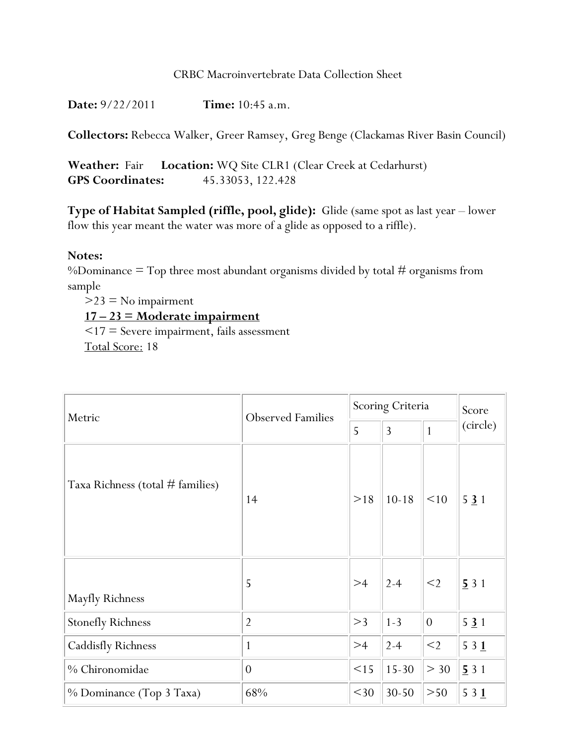CRBC Macroinvertebrate Data Collection Sheet

**Date:** 9/22/2011 **Time:** 10:45 a.m.

**Collectors:** Rebecca Walker, Greer Ramsey, Greg Benge (Clackamas River Basin Council)

**Weather:** Fair **Location:** WQ Site CLR1 (Clear Creek at Cedarhurst)
**GPS Coordinates:** 45.33053, 122.428

**Type of Habitat Sampled (riffle, pool, glide):** Glide (same spot as last year – lower flow this year meant the water was more of a glide as opposed to a riffle).

**Notes:**
%Dominance = Top three most abundant organisms divided by total # organisms from sample

>23 = No impairment
**17 – 23 = Moderate impairment**
<17 = Severe impairment, fails assessment
Total Score: 18

| Metric | Observed Families | Scoring Criteria | | | Score (circle) |
|---|---|---|---|---|---|
| | | 5 | 3 | 1 | |
| Taxa Richness (total # families) | 14 | >18 | 10-18 | <10 | 5 **3** 1 |
| Mayfly Richness | 5 | >4 | 2-4 | <2 | **5** 3 1 |
| Stonefly Richness | 2 | >3 | 1-3 | 0 | 5 **3** 1 |
| Caddisfly Richness | 1 | >4 | 2-4 | <2 | 5 3 **1** |
| % Chironomidae | 0 | <15 | 15-30 | > 30 | **5** 3 1 |
| % Dominance (Top 3 Taxa) | 68% | <30 | 30-50 | >50 | 5 3 **1** |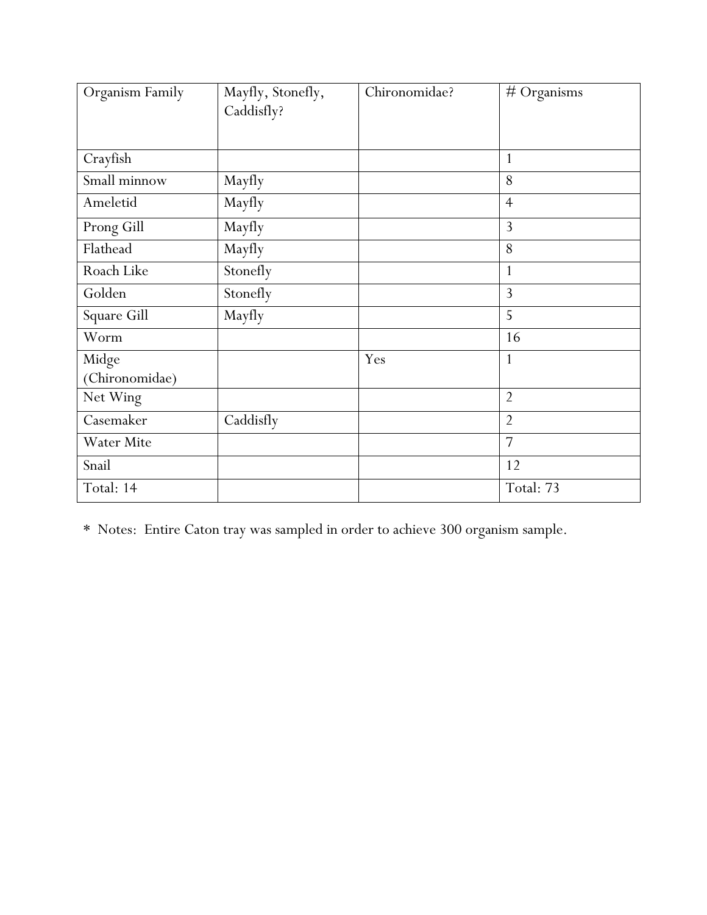| Organism Family | Mayfly, Stonefly, Caddisfly? | Chironomidae? | # Organisms |
|---|---|---|---|
| Crayfish | | | 1 |
| Small minnow | Mayfly | | 8 |
| Ameletid | Mayfly | | 4 |
| Prong Gill | Mayfly | | 3 |
| Flathead | Mayfly | | 8 |
| Roach Like | Stonefly | | 1 |
| Golden | Stonefly | | 3 |
| Square Gill | Mayfly | | 5 |
| Worm | | | 16 |
| Midge (Chironomidae) | | Yes | 1 |
| Net Wing | | | 2 |
| Casemaker | Caddisfly | | 2 |
| Water Mite | | | 7 |
| Snail | | | 12 |
| Total: 14 | | | Total: 73 |

* Notes: Entire Caton tray was sampled in order to achieve 300 organism sample.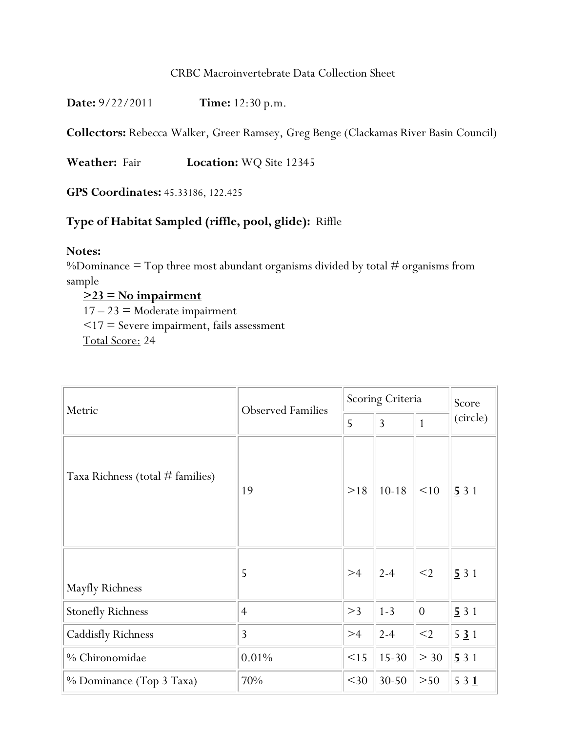CRBC Macroinvertebrate Data Collection Sheet

**Date:** 9/22/2011 **Time:** 12:30 p.m.

**Collectors:** Rebecca Walker, Greer Ramsey, Greg Benge (Clackamas River Basin Council)

**Weather:** Fair **Location:** WQ Site 12345

**GPS Coordinates:** 45.33186, 122.425

**Type of Habitat Sampled (riffle, pool, glide):** Riffle

**Notes:**

%Dominance = Top three most abundant organisms divided by total # organisms from sample

**<u>>23 = No impairment</u>**

17 – 23 = Moderate impairment

<17 = Severe impairment, fails assessment

<u>Total Score:</u> 24

| Metric | Observed Families | Scoring Criteria | | | Score (circle) |
|---|---|---|---|---|---|
| | | 5 | 3 | 1 | |
| Taxa Richness (total # families) | 19 | >18 | 10-18 | <10 | **<u>5</u>** 3 1 |
| Mayfly Richness | 5 | >4 | 2-4 | <2 | **<u>5</u>** 3 1 |
| Stonefly Richness | 4 | >3 | 1-3 | 0 | **<u>5</u>** 3 1 |
| Caddisfly Richness | 3 | >4 | 2-4 | <2 | 5 **<u>3</u>** 1 |
| % Chironomidae | 0.01% | <15 | 15-30 | > 30 | **<u>5</u>** 3 1 |
| % Dominance (Top 3 Taxa) | 70% | <30 | 30-50 | >50 | 5 3 **<u>1</u>** |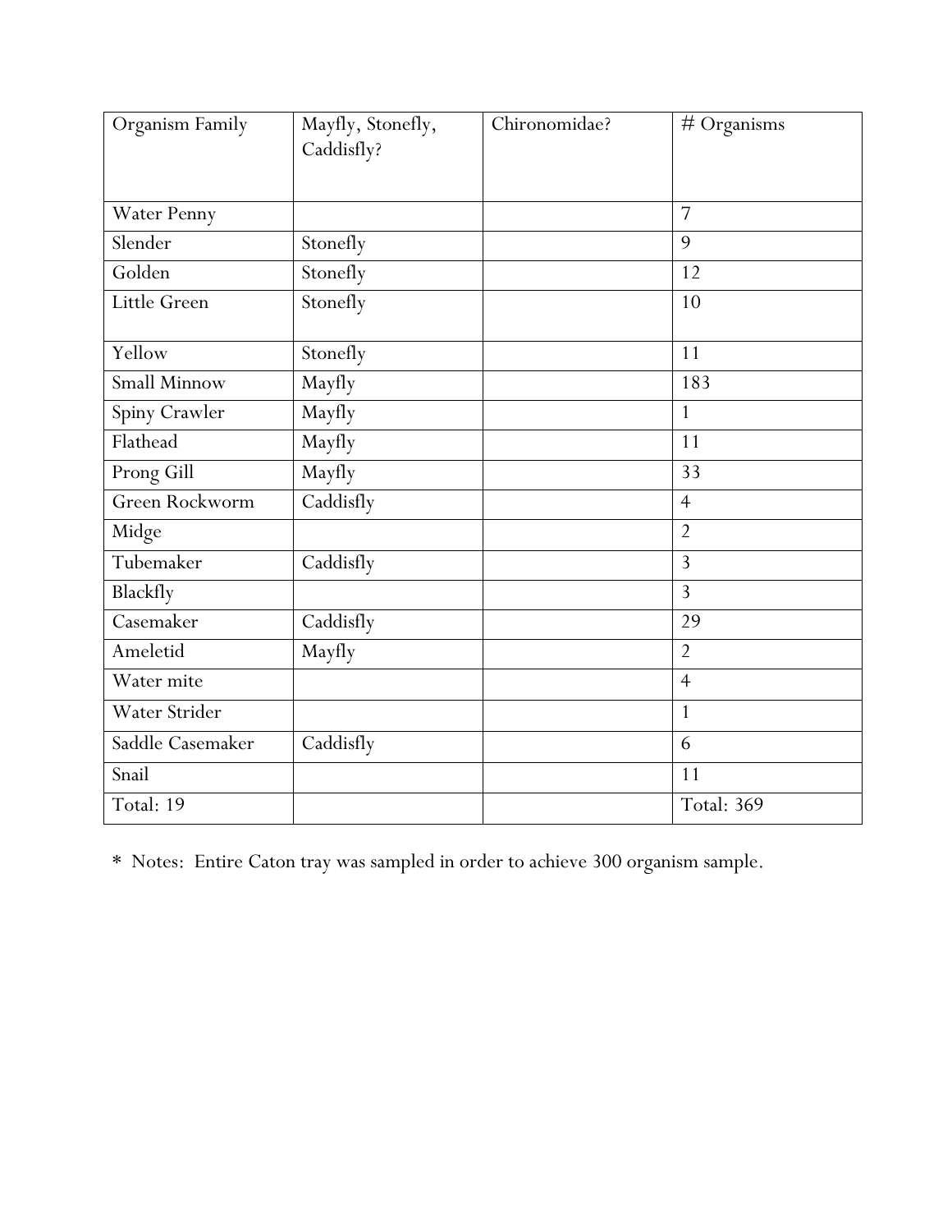| Organism Family | Mayfly, Stonefly, Caddisfly? | Chironomidae? | # Organisms |
|---|---|---|---|
| Water Penny | | | 7 |
| Slender | Stonefly | | 9 |
| Golden | Stonefly | | 12 |
| Little Green | Stonefly | | 10 |
| Yellow | Stonefly | | 11 |
| Small Minnow | Mayfly | | 183 |
| Spiny Crawler | Mayfly | | 1 |
| Flathead | Mayfly | | 11 |
| Prong Gill | Mayfly | | 33 |
| Green Rockworm | Caddisfly | | 4 |
| Midge | | | 2 |
| Tubemaker | Caddisfly | | 3 |
| Blackfly | | | 3 |
| Casemaker | Caddisfly | | 29 |
| Ameletid | Mayfly | | 2 |
| Water mite | | | 4 |
| Water Strider | | | 1 |
| Saddle Casemaker | Caddisfly | | 6 |
| Snail | | | 11 |
| Total: 19 | | | Total: 369 |

* Notes: Entire Caton tray was sampled in order to achieve 300 organism sample.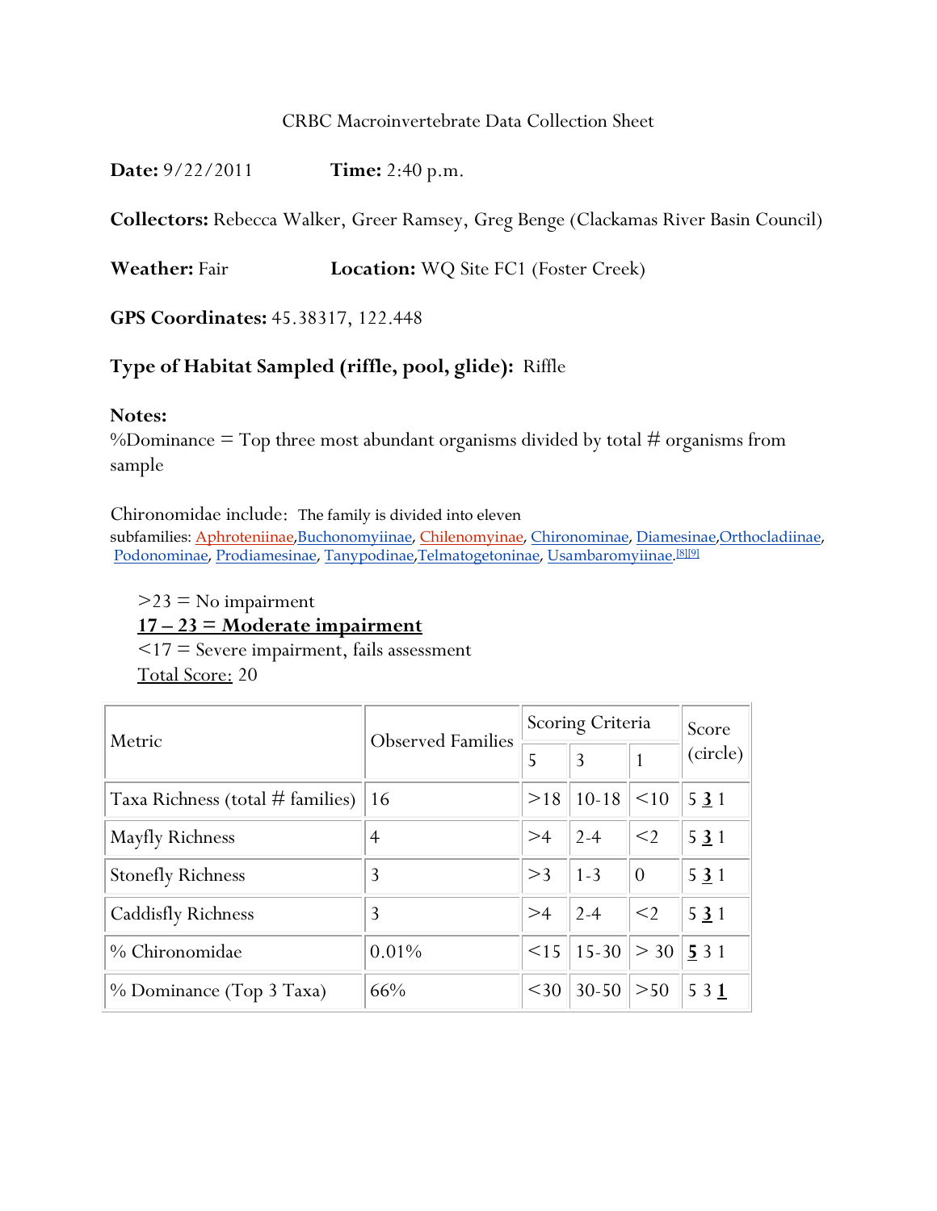CRBC Macroinvertebrate Data Collection Sheet

**Date:** 9/22/2011 **Time:** 2:40 p.m.

**Collectors:** Rebecca Walker, Greer Ramsey, Greg Benge (Clackamas River Basin Council)

**Weather:** Fair **Location:** WQ Site FC1 (Foster Creek)

**GPS Coordinates:** 45.38317, 122.448

**Type of Habitat Sampled (riffle, pool, glide):** Riffle

**Notes:**
%Dominance = Top three most abundant organisms divided by total # organisms from sample

Chironomidae include: The family is divided into eleven subfamilies: Aphroteniinae,Buchonomyiinae, Chilenomyinae, Chironominae, Diamesinae,Orthocladiinae, Podonominae, Prodiamesinae, Tanypodinae,Telmatogetoninae, Usambaromyiinae.[8][9]

>23 = No impairment
**17 – 23 = Moderate impairment**
<17 = Severe impairment, fails assessment
Total Score: 20

| Metric | Observed Families | Scoring Criteria | | | Score (circle) |
|---|---|---|---|---|---|
| | | 5 | 3 | 1 | |
| Taxa Richness (total # families) | 16 | >18 | 10-18 | <10 | 5 **3** 1 |
| Mayfly Richness | 4 | >4 | 2-4 | <2 | 5 **3** 1 |
| Stonefly Richness | 3 | >3 | 1-3 | 0 | 5 **3** 1 |
| Caddisfly Richness | 3 | >4 | 2-4 | <2 | 5 **3** 1 |
| % Chironomidae | 0.01% | <15 | 15-30 | > 30 | **5** 3 1 |
| % Dominance (Top 3 Taxa) | 66% | <30 | 30-50 | >50 | 5 3 **1** |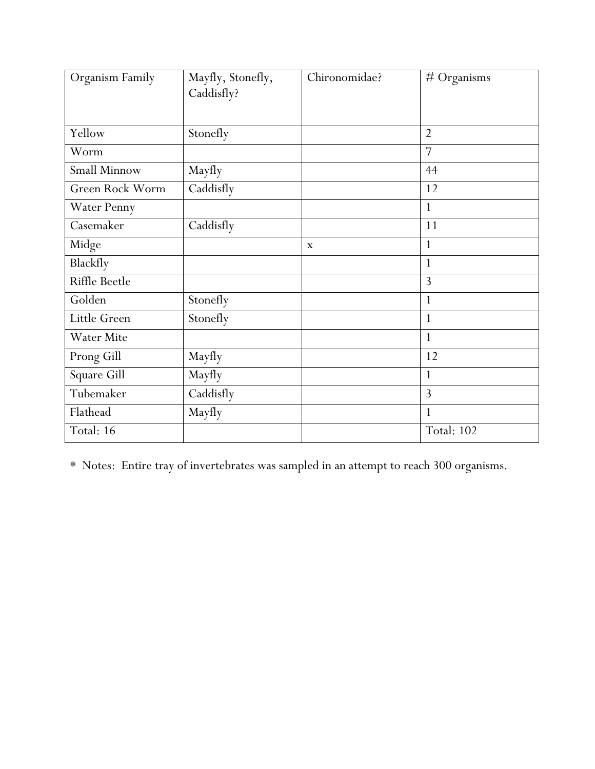| Organism Family | Mayfly, Stonefly, Caddisfly? | Chironomidae? | # Organisms |
|---|---|---|---|
| Yellow | Stonefly | | 2 |
| Worm | | | 7 |
| Small Minnow | Mayfly | | 44 |
| Green Rock Worm | Caddisfly | | 12 |
| Water Penny | | | 1 |
| Casemaker | Caddisfly | | 11 |
| Midge | | x | 1 |
| Blackfly | | | 1 |
| Riffle Beetle | | | 3 |
| Golden | Stonefly | | 1 |
| Little Green | Stonefly | | 1 |
| Water Mite | | | 1 |
| Prong Gill | Mayfly | | 12 |
| Square Gill | Mayfly | | 1 |
| Tubemaker | Caddisfly | | 3 |
| Flathead | Mayfly | | 1 |
| Total: 16 | | | Total: 102 |

* Notes: Entire tray of invertebrates was sampled in an attempt to reach 300 organisms.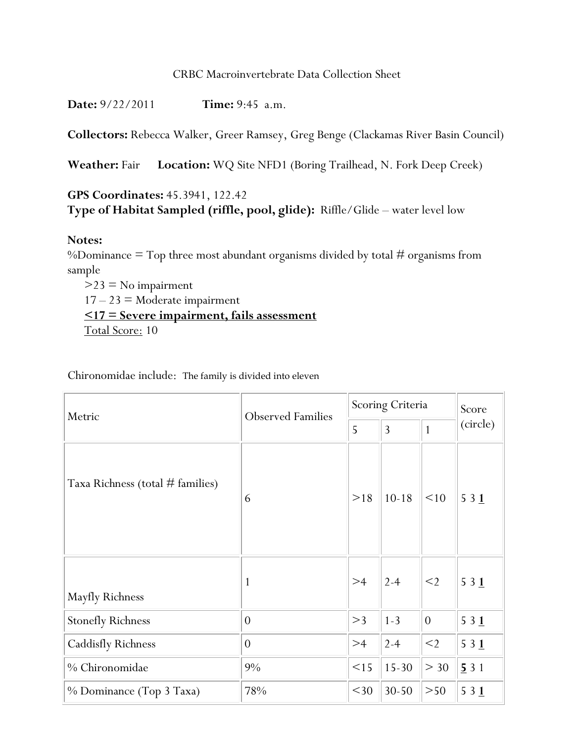CRBC Macroinvertebrate Data Collection Sheet

**Date:** 9/22/2011 **Time:** 9:45 a.m.

**Collectors:** Rebecca Walker, Greer Ramsey, Greg Benge (Clackamas River Basin Council)

**Weather:** Fair **Location:** WQ Site NFD1 (Boring Trailhead, N. Fork Deep Creek)

**GPS Coordinates:** 45.3941, 122.42
**Type of Habitat Sampled (riffle, pool, glide):** Riffle/Glide – water level low

**Notes:**
%Dominance = Top three most abundant organisms divided by total # organisms from sample

>23 = No impairment
17 – 23 = Moderate impairment
**<u>≤17 = Severe impairment, fails assessment</u>**
<u>Total Score:</u> 10

Chironomidae include: The family is divided into eleven

| Metric | Observed Families | Scoring Criteria | | | Score (circle) |
|---|---|---|---|---|---|
| | | 5 | 3 | 1 | |
| Taxa Richness (total # families) | 6 | >18 | 10-18 | <10 | 5 3 **<u>1</u>** |
| Mayfly Richness | 1 | >4 | 2-4 | <2 | 5 3 **<u>1</u>** |
| Stonefly Richness | 0 | >3 | 1-3 | 0 | 5 3 **<u>1</u>** |
| Caddisfly Richness | 0 | >4 | 2-4 | <2 | 5 3 **<u>1</u>** |
| % Chironomidae | 9% | <15 | 15-30 | > 30 | **<u>5</u>** 3 1 |
| % Dominance (Top 3 Taxa) | 78% | <30 | 30-50 | >50 | 5 3 **<u>1</u>** |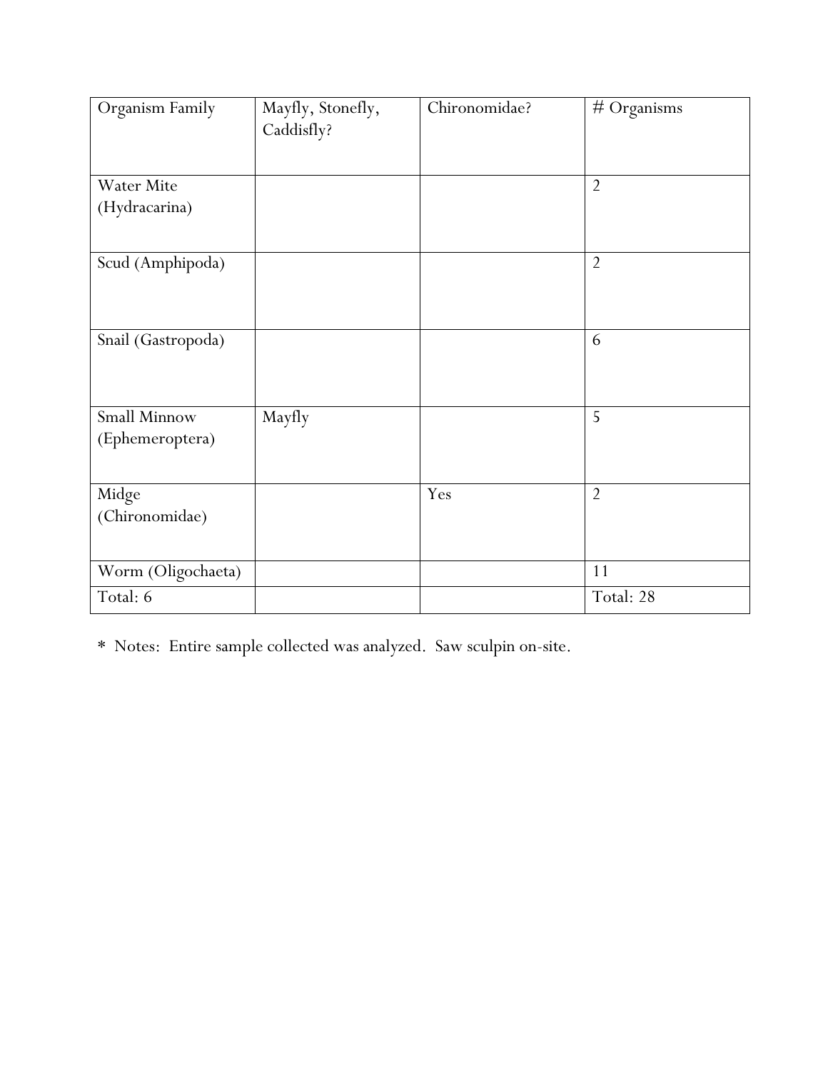| Organism Family | Mayfly, Stonefly, Caddisfly? | Chironomidae? | # Organisms |
| --- | --- | --- | --- |
| Water Mite (Hydracarina) | | | 2 |
| Scud (Amphipoda) | | | 2 |
| Snail (Gastropoda) | | | 6 |
| Small Minnow (Ephemeroptera) | Mayfly | | 5 |
| Midge (Chironomidae) | | Yes | 2 |
| Worm (Oligochaeta) | | | 11 |
| Total: 6 | | | Total: 28 |

* Notes: Entire sample collected was analyzed. Saw sculpin on-site.